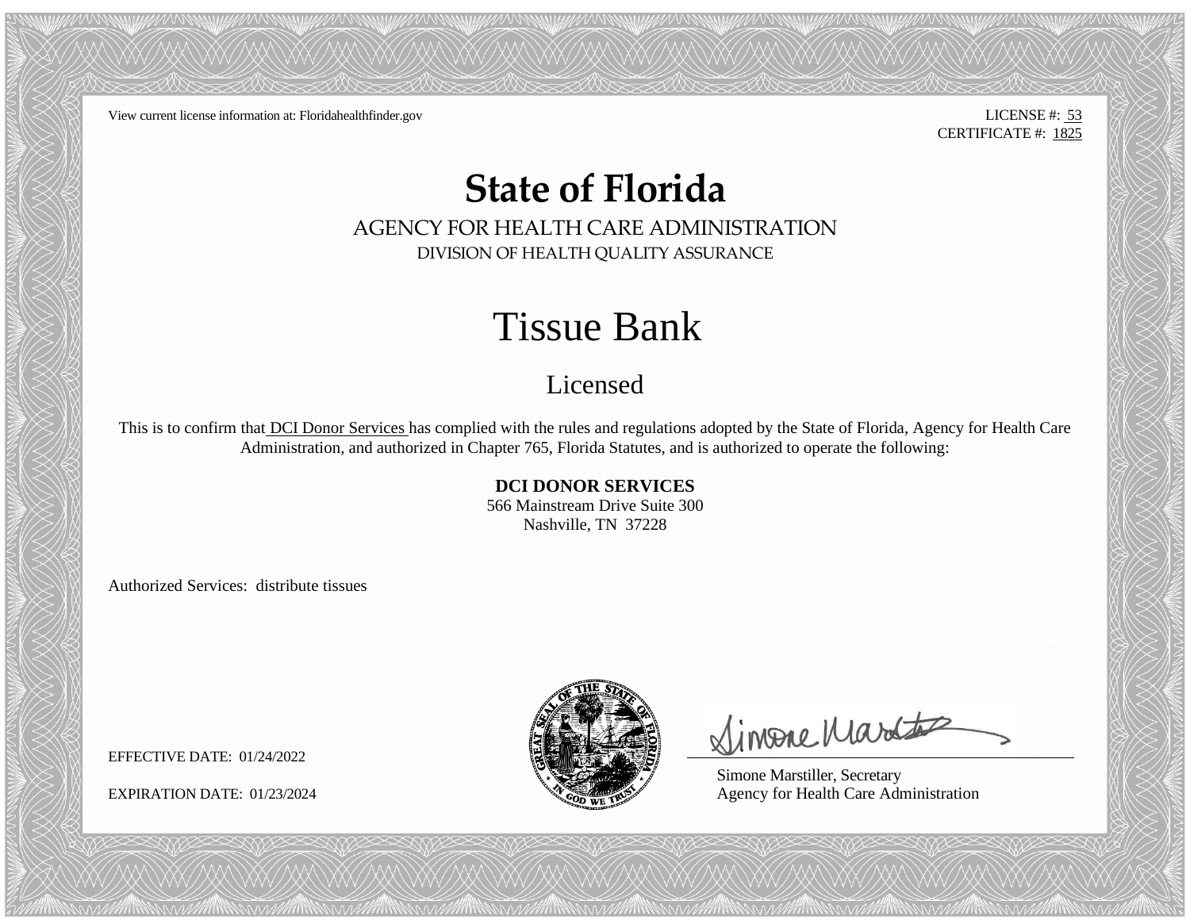View current license information at: Floridahealthfinder.gov

LICENSE #: 53
CERTIFICATE #: 1825

# State of Florida

## AGENCY FOR HEALTH CARE ADMINISTRATION

DIVISION OF HEALTH QUALITY ASSURANCE

# Tissue Bank

## Licensed

This is to confirm that DCI Donor Services has complied with the rules and regulations adopted by the State of Florida, Agency for Health Care Administration, and authorized in Chapter 765, Florida Statutes, and is authorized to operate the following:

**DCI DONOR SERVICES**
566 Mainstream Drive Suite 300
Nashville, TN 37228

Authorized Services: distribute tissues

EFFECTIVE DATE: 01/24/2022

EXPIRATION DATE: 01/23/2024

Simone Marstiller, Secretary
Agency for Health Care Administration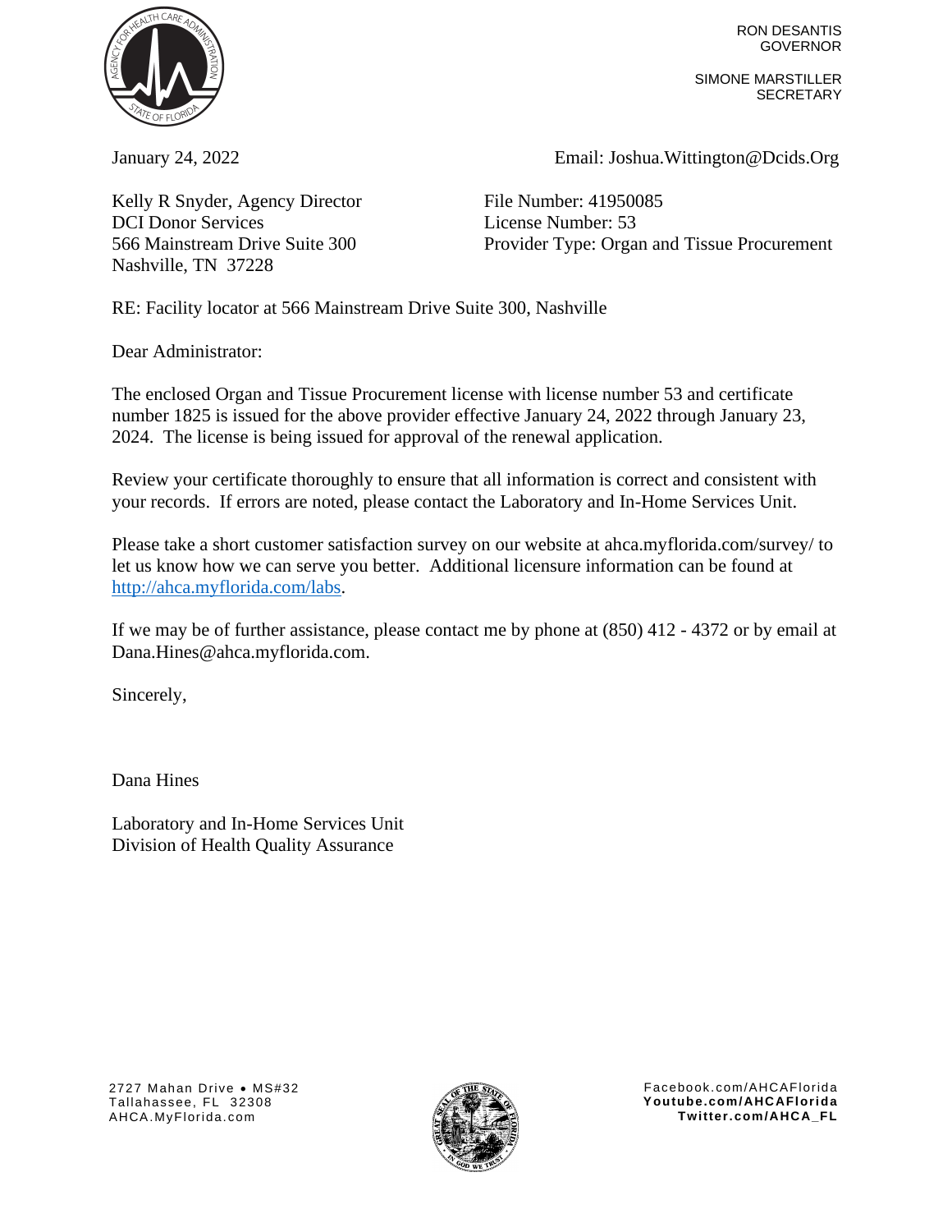RON DESANTIS
GOVERNOR

SIMONE MARSTILLER
SECRETARY

January 24, 2022

Email: Joshua.Wittington@Dcids.Org

Kelly R Snyder, Agency Director
DCI Donor Services
566 Mainstream Drive Suite 300
Nashville, TN 37228

File Number: 41950085
License Number: 53
Provider Type: Organ and Tissue Procurement

RE: Facility locator at 566 Mainstream Drive Suite 300, Nashville

Dear Administrator:

The enclosed Organ and Tissue Procurement license with license number 53 and certificate number 1825 is issued for the above provider effective January 24, 2022 through January 23, 2024. The license is being issued for approval of the renewal application.

Review your certificate thoroughly to ensure that all information is correct and consistent with your records. If errors are noted, please contact the Laboratory and In-Home Services Unit.

Please take a short customer satisfaction survey on our website at ahca.myflorida.com/survey/ to let us know how we can serve you better. Additional licensure information can be found at http://ahca.myflorida.com/labs.

If we may be of further assistance, please contact me by phone at (850) 412 - 4372 or by email at Dana.Hines@ahca.myflorida.com.

Sincerely,

Dana Hines

Laboratory and In-Home Services Unit
Division of Health Quality Assurance

2727 Mahan Drive • MS#32
Tallahassee, FL 32308
AHCA.MyFlorida.com

Facebook.com/AHCAFlorida
Youtube.com/AHCAFlorida
Twitter.com/AHCA_FL